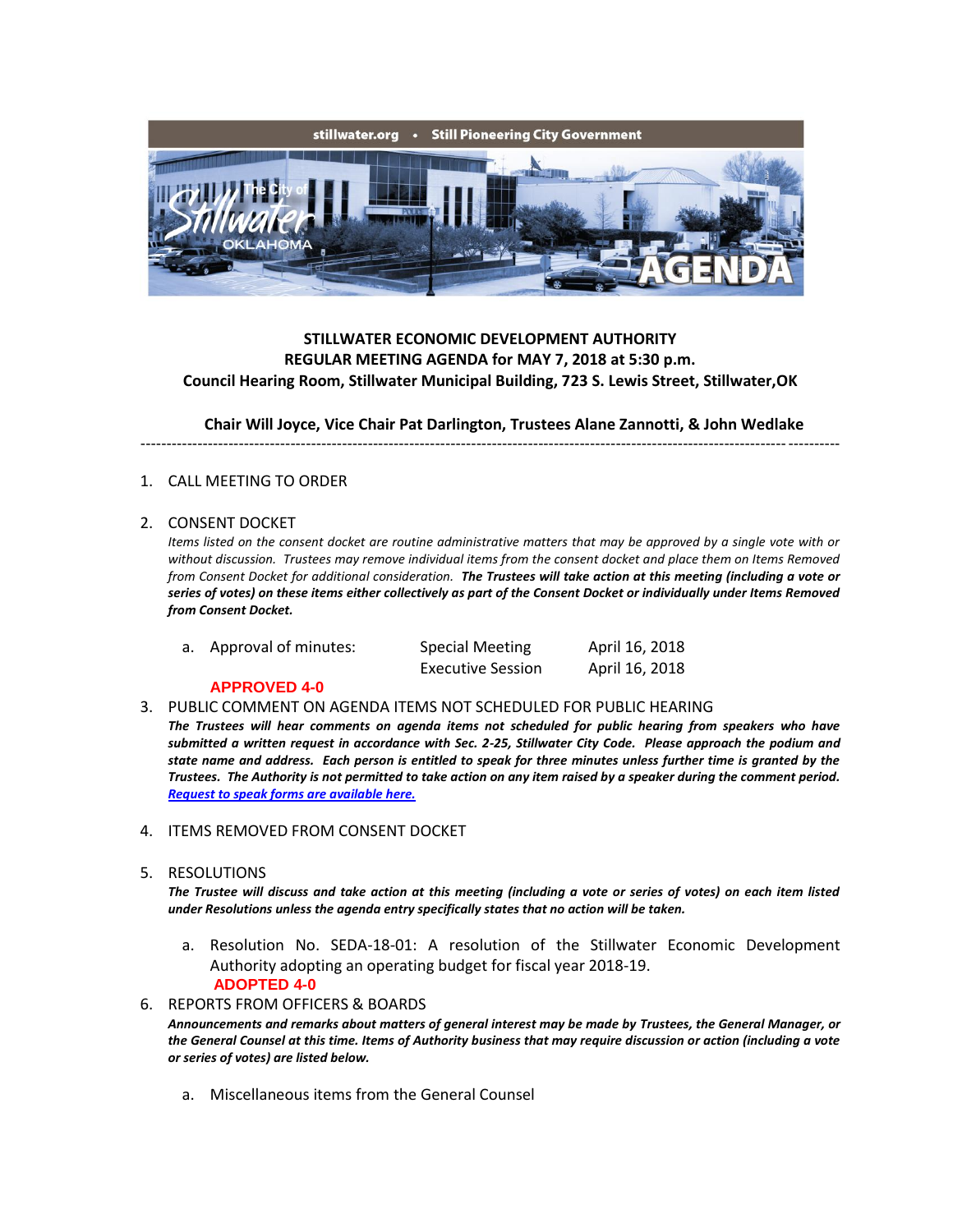stillwater.org • Still Pioneering City Government

**STILLWATER ECONOMIC DEVELOPMENT AUTHORITY**
**REGULAR MEETING AGENDA for MAY 7, 2018 at 5:30 p.m.**
**Council Hearing Room, Stillwater Municipal Building, 723 S. Lewis Street, Stillwater,OK**

**Chair Will Joyce, Vice Chair Pat Darlington, Trustees Alane Zannotti, & John Wedlake**

---

1. CALL MEETING TO ORDER

2. CONSENT DOCKET
   *Items listed on the consent docket are routine administrative matters that may be approved by a single vote with or without discussion. Trustees may remove individual items from the consent docket and place them on Items Removed from Consent Docket for additional consideration.* ***The Trustees will take action at this meeting (including a vote or series of votes) on these items either collectively as part of the Consent Docket or individually under Items Removed from Consent Docket.***

   a. Approval of minutes:

   | | |
   |---|---|
   | Special Meeting | April 16, 2018 |
   | Executive Session | April 16, 2018 |

   **APPROVED 4-0**

3. PUBLIC COMMENT ON AGENDA ITEMS NOT SCHEDULED FOR PUBLIC HEARING
   ***The Trustees will hear comments on agenda items not scheduled for public hearing from speakers who have submitted a written request in accordance with Sec. 2-25, Stillwater City Code. Please approach the podium and state name and address. Each person is entitled to speak for three minutes unless further time is granted by the Trustees. The Authority is not permitted to take action on any item raised by a speaker during the comment period. Request to speak forms are available here.***

4. ITEMS REMOVED FROM CONSENT DOCKET

5. RESOLUTIONS
   ***The Trustee will discuss and take action at this meeting (including a vote or series of votes) on each item listed under Resolutions unless the agenda entry specifically states that no action will be taken.***

   a. Resolution No. SEDA-18-01: A resolution of the Stillwater Economic Development Authority adopting an operating budget for fiscal year 2018-19.
   **ADOPTED 4-0**

6. REPORTS FROM OFFICERS & BOARDS
   ***Announcements and remarks about matters of general interest may be made by Trustees, the General Manager, or the General Counsel at this time. Items of Authority business that may require discussion or action (including a vote or series of votes) are listed below.***

   a. Miscellaneous items from the General Counsel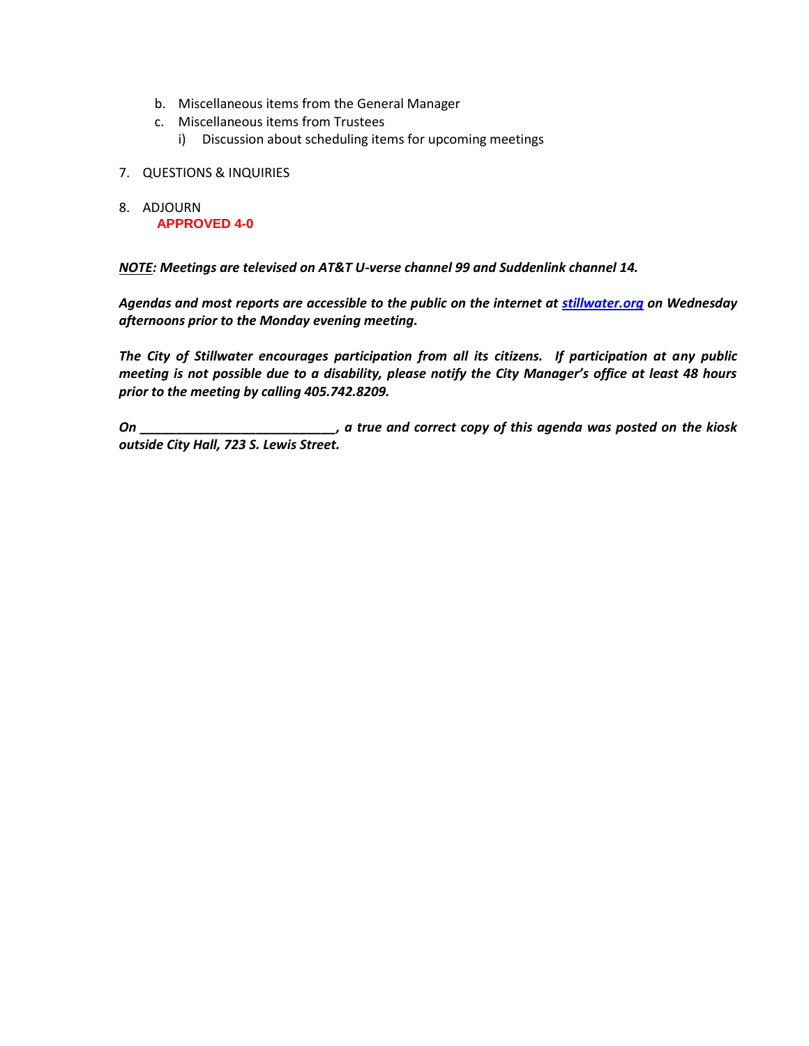b. Miscellaneous items from the General Manager
c. Miscellaneous items from Trustees
   i) Discussion about scheduling items for upcoming meetings

7. QUESTIONS & INQUIRIES

8. ADJOURN
   **APPROVED 4-0**

***NOTE: Meetings are televised on AT&T U-verse channel 99 and Suddenlink channel 14.***

***Agendas and most reports are accessible to the public on the internet at [stillwater.org](stillwater.org) on Wednesday afternoons prior to the Monday evening meeting.***

***The City of Stillwater encourages participation from all its citizens. If participation at any public meeting is not possible due to a disability, please notify the City Manager's office at least 48 hours prior to the meeting by calling 405.742.8209.***

***On ___________________________, a true and correct copy of this agenda was posted on the kiosk outside City Hall, 723 S. Lewis Street.***